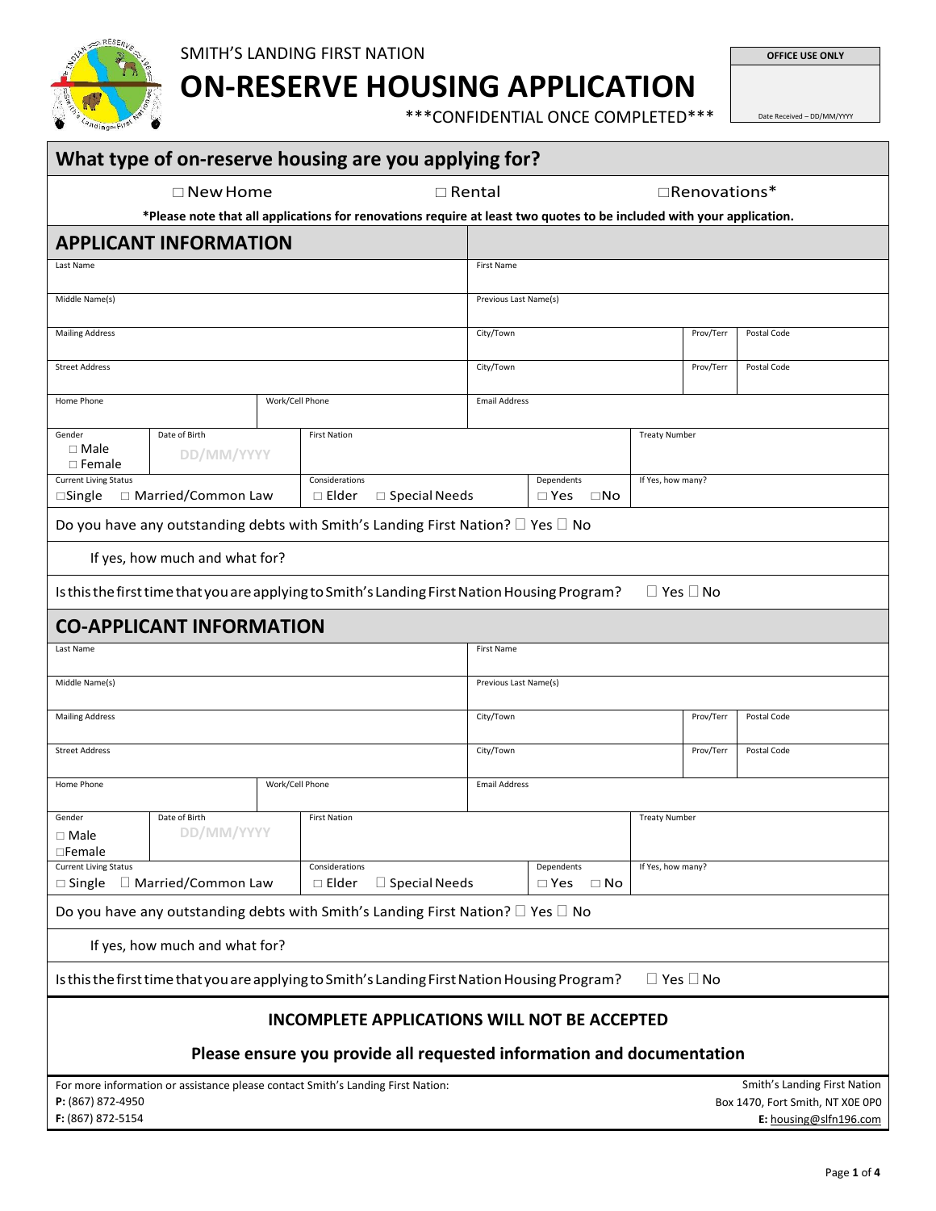SMITH'S LANDING FIRST NATION

# ON-RESERVE HOUSING APPLICATION

***CONFIDENTIAL ONCE COMPLETED***

| OFFICE USE ONLY |
|---|
| Date Received – DD/MM/YYYY |

## What type of on-reserve housing are you applying for?

☐ New Home ☐ Rental ☐ Renovations*

**\*Please note that all applications for renovations require at least two quotes to be included with your application.**

## APPLICANT INFORMATION

| Last Name | | | First Name | | | |
|---|---|---|---|---|---|---|
| Middle Name(s) | | | Previous Last Name(s) | | | |
| Mailing Address | | | City/Town | | Prov/Terr | Postal Code |
| Street Address | | | City/Town | | Prov/Terr | Postal Code |
| Home Phone | Work/Cell Phone | | Email Address | | | |
| Gender ☐ Male ☐ Female | Date of Birth DD/MM/YYYY | First Nation | | | Treaty Number | |
| Current Living Status ☐Single ☐ Married/Common Law | | Considerations ☐ Elder ☐ Special Needs | | Dependents ☐ Yes ☐No | If Yes, how many? | |

Do you have any outstanding debts with Smith's Landing First Nation? ☐ Yes ☐ No

If yes, how much and what for?

Is this the first time that you are applying to Smith's Landing First Nation Housing Program? ☐ Yes ☐ No

## CO-APPLICANT INFORMATION

| Last Name | | | First Name | | | |
|---|---|---|---|---|---|---|
| Middle Name(s) | | | Previous Last Name(s) | | | |
| Mailing Address | | | City/Town | | Prov/Terr | Postal Code |
| Street Address | | | City/Town | | Prov/Terr | Postal Code |
| Home Phone | Work/Cell Phone | | Email Address | | | |
| Gender ☐ Male ☐Female | Date of Birth DD/MM/YYYY | First Nation | | | Treaty Number | |
| Current Living Status ☐ Single ☐ Married/Common Law | | Considerations ☐ Elder ☐ Special Needs | | Dependents ☐ Yes ☐ No | If Yes, how many? | |

Do you have any outstanding debts with Smith's Landing First Nation? ☐ Yes ☐ No

If yes, how much and what for?

Is this the first time that you are applying to Smith's Landing First Nation Housing Program? ☐ Yes ☐ No

**INCOMPLETE APPLICATIONS WILL NOT BE ACCEPTED**

**Please ensure you provide all requested information and documentation**

For more information or assistance please contact Smith's Landing First Nation:
**P:** (867) 872-4950
**F:** (867) 872-5154

Smith's Landing First Nation
Box 1470, Fort Smith, NT X0E 0P0
**E:** housing@slfn196.com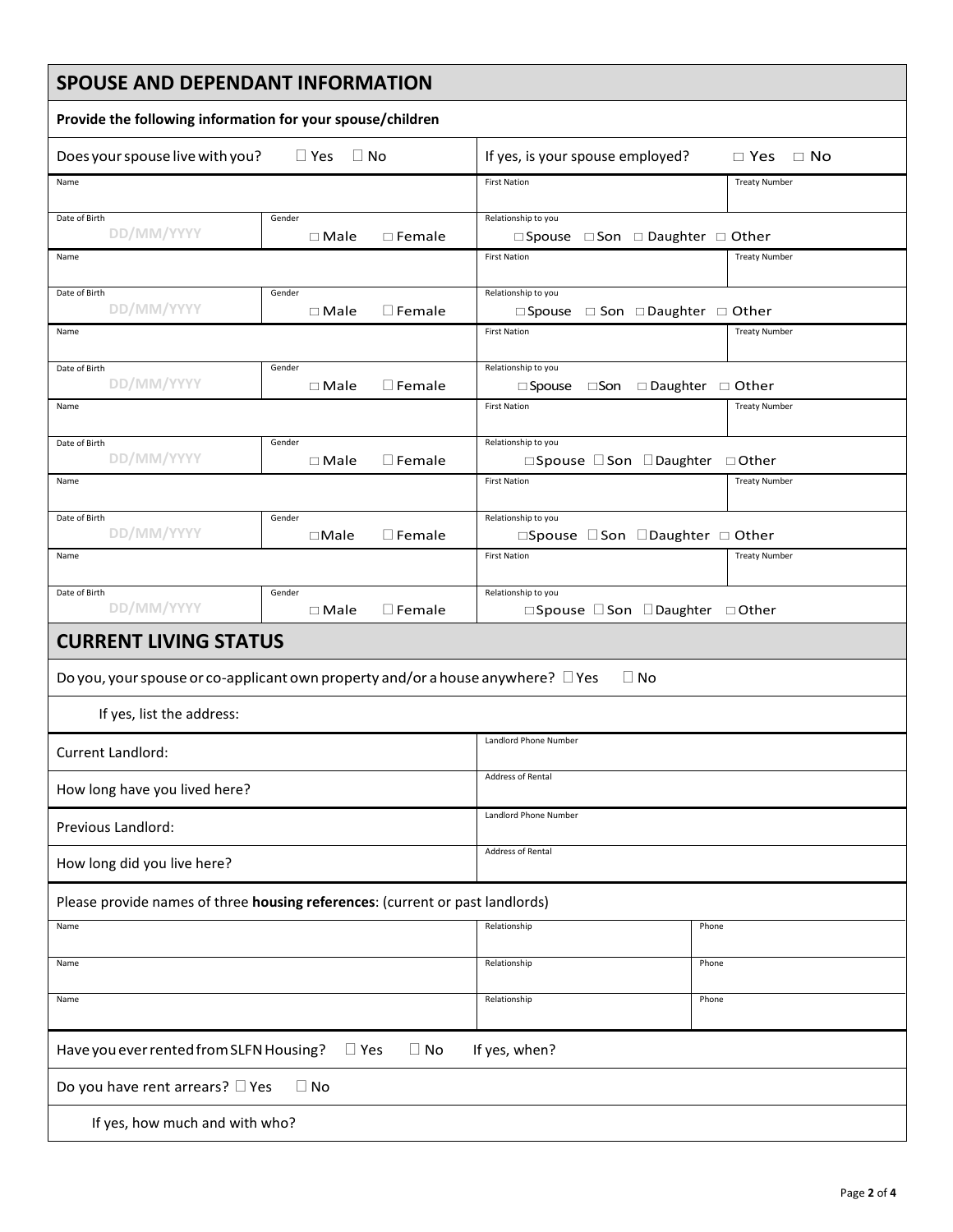## SPOUSE AND DEPENDANT INFORMATION

**Provide the following information for your spouse/children**

Does your spouse live with you? ☐ Yes ☐ No

If yes, is your spouse employed? ☐ Yes ☐ No

| Name | | First Nation | Treaty Number |
|---|---|---|---|
| Date of Birth<br>DD/MM/YYYY | Gender<br>☐ Male ☐ Female | Relationship to you<br>☐ Spouse ☐ Son ☐ Daughter ☐ Other | |
| Name | | First Nation | Treaty Number |
| Date of Birth<br>DD/MM/YYYY | Gender<br>☐ Male ☐ Female | Relationship to you<br>☐ Spouse ☐ Son ☐ Daughter ☐ Other | |
| Name | | First Nation | Treaty Number |
| Date of Birth<br>DD/MM/YYYY | Gender<br>☐ Male ☐ Female | Relationship to you<br>☐ Spouse ☐ Son ☐ Daughter ☐ Other | |
| Name | | First Nation | Treaty Number |
| Date of Birth<br>DD/MM/YYYY | Gender<br>☐ Male ☐ Female | Relationship to you<br>☐ Spouse ☐ Son ☐ Daughter ☐ Other | |
| Name | | First Nation | Treaty Number |
| Date of Birth<br>DD/MM/YYYY | Gender<br>☐ Male ☐ Female | Relationship to you<br>☐ Spouse ☐ Son ☐ Daughter ☐ Other | |
| Name | | First Nation | Treaty Number |
| Date of Birth<br>DD/MM/YYYY | Gender<br>☐ Male ☐ Female | Relationship to you<br>☐ Spouse ☐ Son ☐ Daughter ☐ Other | |

## CURRENT LIVING STATUS

Do you, your spouse or co-applicant own property and/or a house anywhere? ☐ Yes ☐ No

If yes, list the address:

| | |
|---|---|
| Current Landlord: | Landlord Phone Number |
| How long have you lived here? | Address of Rental |
| Previous Landlord: | Landlord Phone Number |
| How long did you live here? | Address of Rental |

Please provide names of three **housing references**: (current or past landlords)

| Name | Relationship | Phone |
|---|---|---|
| Name | Relationship | Phone |
| Name | Relationship | Phone |

Have you ever rented from SLFN Housing? ☐ Yes ☐ No If yes, when?

Do you have rent arrears? ☐ Yes ☐ No

If yes, how much and with who?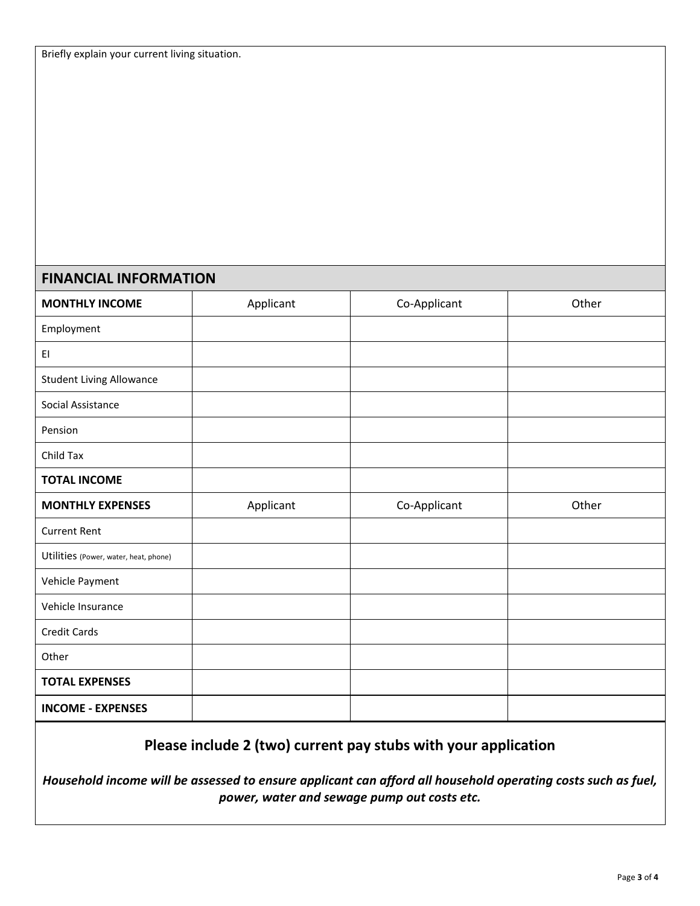Briefly explain your current living situation.

## FINANCIAL INFORMATION

| **MONTHLY INCOME** | Applicant | Co-Applicant | Other |
|---|---|---|---|
| Employment | | | |
| EI | | | |
| Student Living Allowance | | | |
| Social Assistance | | | |
| Pension | | | |
| Child Tax | | | |
| **TOTAL INCOME** | | | |
| **MONTHLY EXPENSES** | Applicant | Co-Applicant | Other |
| Current Rent | | | |
| Utilities (Power, water, heat, phone) | | | |
| Vehicle Payment | | | |
| Vehicle Insurance | | | |
| Credit Cards | | | |
| Other | | | |
| **TOTAL EXPENSES** | | | |
| **INCOME - EXPENSES** | | | |

**Please include 2 (two) current pay stubs with your application**

***Household income will be assessed to ensure applicant can afford all household operating costs such as fuel, power, water and sewage pump out costs etc.***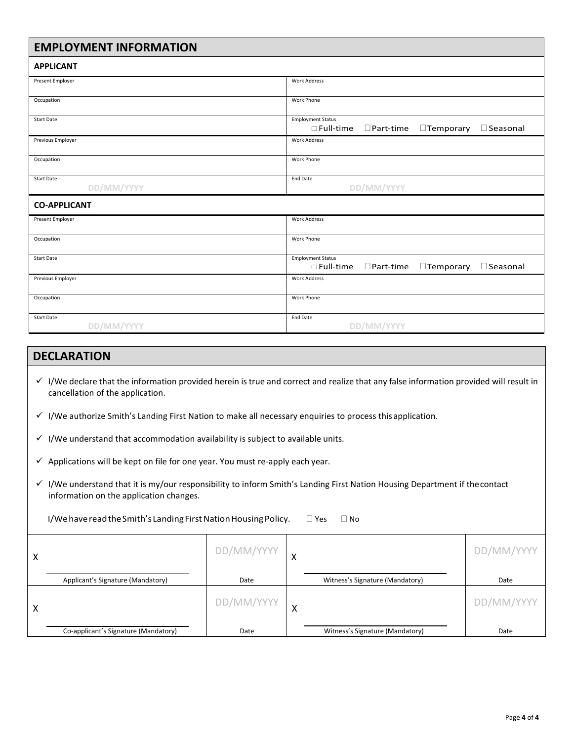## EMPLOYMENT INFORMATION

### APPLICANT

| | |
|---|---|
| Present Employer | Work Address |
| Occupation | Work Phone |
| Start Date | Employment Status ☐ Full-time ☐ Part-time ☐ Temporary ☐ Seasonal |
| Previous Employer | Work Address |
| Occupation | Work Phone |
| Start Date DD/MM/YYYY | End Date DD/MM/YYYY |

### CO-APPLICANT

| | |
|---|---|
| Present Employer | Work Address |
| Occupation | Work Phone |
| Start Date | Employment Status ☐ Full-time ☐ Part-time ☐ Temporary ☐ Seasonal |
| Previous Employer | Work Address |
| Occupation | Work Phone |
| Start Date DD/MM/YYYY | End Date DD/MM/YYYY |

## DECLARATION

- ✓ I/We declare that the information provided herein is true and correct and realize that any false information provided will result in cancellation of the application.
- ✓ I/We authorize Smith's Landing First Nation to make all necessary enquiries to process this application.
- ✓ I/We understand that accommodation availability is subject to available units.
- ✓ Applications will be kept on file for one year. You must re-apply each year.
- ✓ I/We understand that it is my/our responsibility to inform Smith's Landing First Nation Housing Department if the contact information on the application changes.

I/We have read the Smith's Landing First Nation Housing Policy. ☐ Yes ☐ No

| | | | |
|---|---|---|---|
| X | DD/MM/YYYY | X | DD/MM/YYYY |
| Applicant's Signature (Mandatory) | Date | Witness's Signature (Mandatory) | Date |
| X | DD/MM/YYYY | X | DD/MM/YYYY |
| Co-applicant's Signature (Mandatory) | Date | Witness's Signature (Mandatory) | Date |